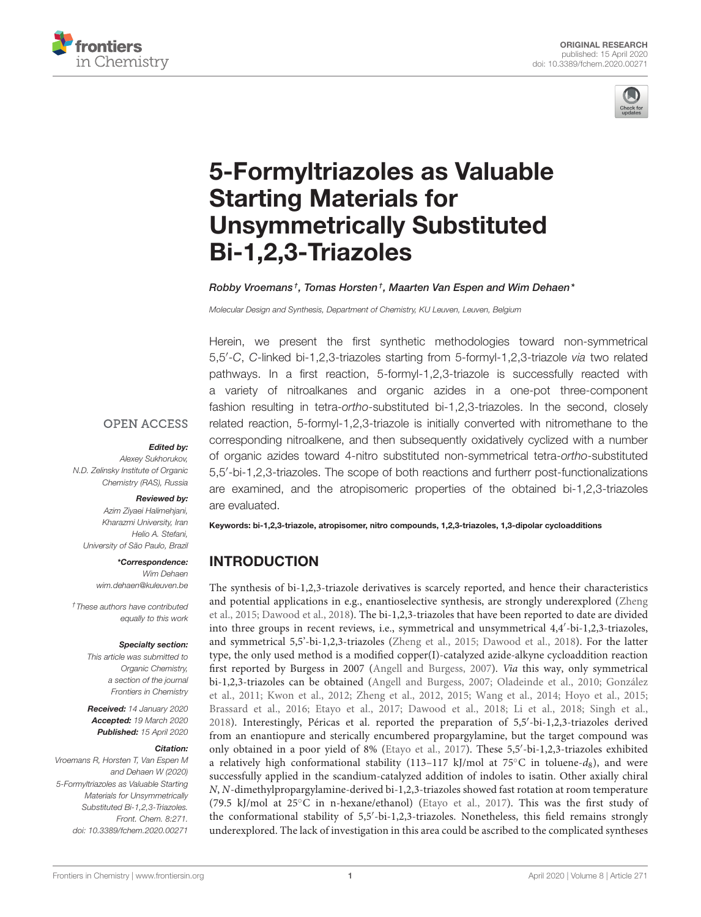ORIGINAL RESEARCH
published: 15 April 2020
doi: 10.3389/fchem.2020.00271

# 5-Formyltriazoles as Valuable Starting Materials for Unsymmetrically Substituted Bi-1,2,3-Triazoles

*Robby Vroemans†, Tomas Horsten†, Maarten Van Espen and Wim Dehaen\**

*Molecular Design and Synthesis, Department of Chemistry, KU Leuven, Leuven, Belgium*

Herein, we present the first synthetic methodologies toward non-symmetrical 5,5′-*C*, *C*-linked bi-1,2,3-triazoles starting from 5-formyl-1,2,3-triazole *via* two related pathways. In a first reaction, 5-formyl-1,2,3-triazole is successfully reacted with a variety of nitroalkanes and organic azides in a one-pot three-component fashion resulting in tetra-*ortho*-substituted bi-1,2,3-triazoles. In the second, closely related reaction, 5-formyl-1,2,3-triazole is initially converted with nitromethane to the corresponding nitroalkene, and then subsequently oxidatively cyclized with a number of organic azides toward 4-nitro substituted non-symmetrical tetra-*ortho*-substituted 5,5′-bi-1,2,3-triazoles. The scope of both reactions and furtherr post-functionalizations are examined, and the atropisomeric properties of the obtained bi-1,2,3-triazoles are evaluated.

**Keywords: bi-1,2,3-triazole, atropisomer, nitro compounds, 1,2,3-triazoles, 1,3-dipolar cycloadditions**

OPEN ACCESS

***Edited by:***
*Alexey Sukhorukov,*
*N.D. Zelinsky Institute of Organic Chemistry (RAS), Russia*

***Reviewed by:***
*Azim Ziyaei Halimehjani,*
*Kharazmi University, Iran*
*Helio A. Stefani,*
*University of São Paulo, Brazil*

***\*Correspondence:***
*Wim Dehaen*
*wim.dehaen@kuleuven.be*

*†These authors have contributed equally to this work*

***Specialty section:***
*This article was submitted to Organic Chemistry, a section of the journal Frontiers in Chemistry*

***Received:*** *14 January 2020*
***Accepted:*** *19 March 2020*
***Published:*** *15 April 2020*

***Citation:***
*Vroemans R, Horsten T, Van Espen M and Dehaen W (2020) 5-Formyltriazoles as Valuable Starting Materials for Unsymmetrically Substituted Bi-1,2,3-Triazoles. Front. Chem. 8:271. doi: 10.3389/fchem.2020.00271*

## INTRODUCTION

The synthesis of bi-1,2,3-triazole derivatives is scarcely reported, and hence their characteristics and potential applications in e.g., enantioselective synthesis, are strongly underexplored (Zheng et al., 2015; Dawood et al., 2018). The bi-1,2,3-triazoles that have been reported to date are divided into three groups in recent reviews, i.e., symmetrical and unsymmetrical 4,4′-bi-1,2,3-triazoles, and symmetrical 5,5'-bi-1,2,3-triazoles (Zheng et al., 2015; Dawood et al., 2018). For the latter type, the only used method is a modified copper(I)-catalyzed azide-alkyne cycloaddition reaction first reported by Burgess in 2007 (Angell and Burgess, 2007). *Via* this way, only symmetrical bi-1,2,3-triazoles can be obtained (Angell and Burgess, 2007; Oladeinde et al., 2010; González et al., 2011; Kwon et al., 2012; Zheng et al., 2012, 2015; Wang et al., 2014; Hoyo et al., 2015; Brassard et al., 2016; Etayo et al., 2017; Dawood et al., 2018; Li et al., 2018; Singh et al., 2018). Interestingly, Péricas et al. reported the preparation of 5,5′-bi-1,2,3-triazoles derived from an enantiopure and sterically encumbered propargylamine, but the target compound was only obtained in a poor yield of 8% (Etayo et al., 2017). These 5,5′-bi-1,2,3-triazoles exhibited a relatively high conformational stability (113–117 kJ/mol at 75°C in toluene-$d_8$), and were successfully applied in the scandium-catalyzed addition of indoles to isatin. Other axially chiral *N*, *N*-dimethylpropargylamine-derived bi-1,2,3-triazoles showed fast rotation at room temperature (79.5 kJ/mol at 25°C in n-hexane/ethanol) (Etayo et al., 2017). This was the first study of the conformational stability of 5,5′-bi-1,2,3-triazoles. Nonetheless, this field remains strongly underexplored. The lack of investigation in this area could be ascribed to the complicated syntheses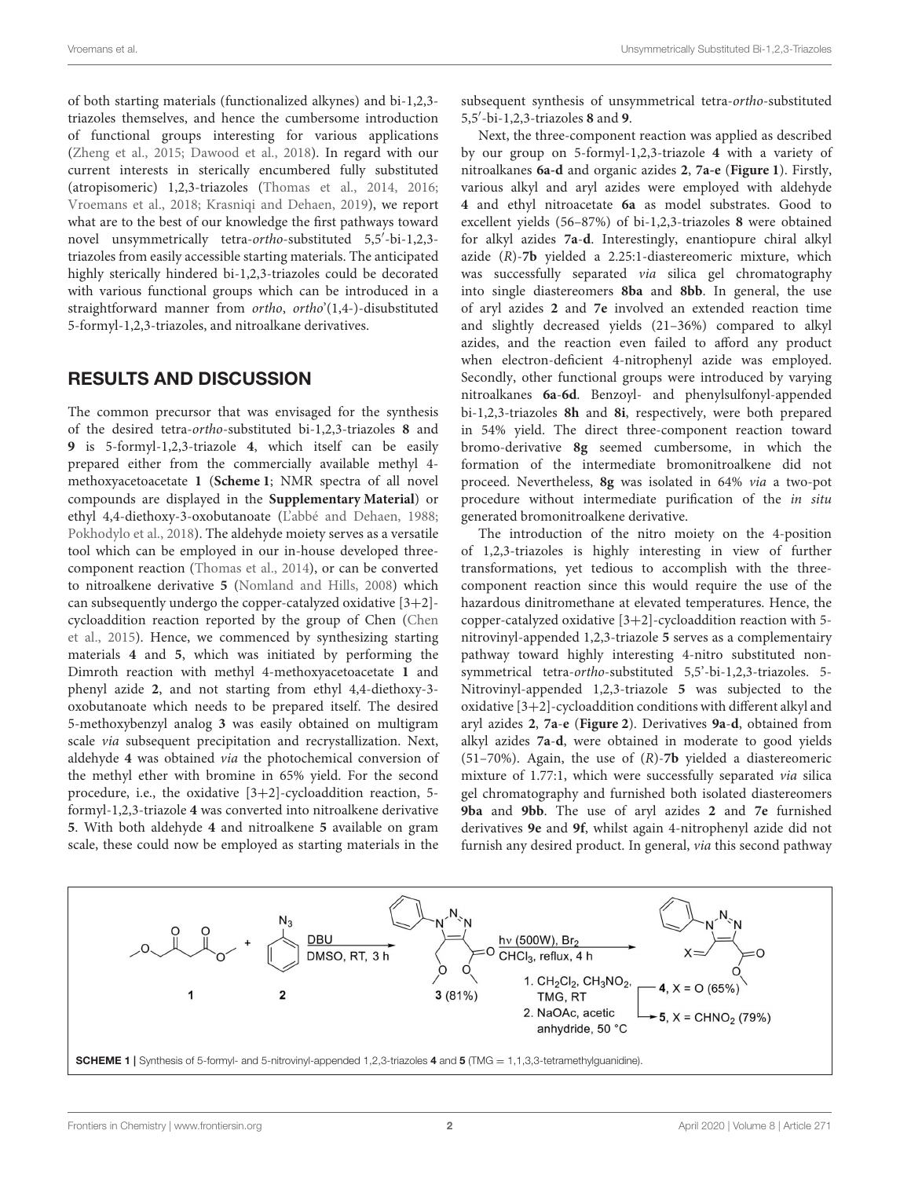of both starting materials (functionalized alkynes) and bi-1,2,3-triazoles themselves, and hence the cumbersome introduction of functional groups interesting for various applications (Zheng et al., 2015; Dawood et al., 2018). In regard with our current interests in sterically encumbered fully substituted (atropisomeric) 1,2,3-triazoles (Thomas et al., 2014, 2016; Vroemans et al., 2018; Krasniqi and Dehaen, 2019), we report what are to the best of our knowledge the first pathways toward novel unsymmetrically tetra-*ortho*-substituted 5,5′-bi-1,2,3-triazoles from easily accessible starting materials. The anticipated highly sterically hindered bi-1,2,3-triazoles could be decorated with various functional groups which can be introduced in a straightforward manner from *ortho*, *ortho*'(1,4-)-disubstituted 5-formyl-1,2,3-triazoles, and nitroalkane derivatives.

## RESULTS AND DISCUSSION

The common precursor that was envisaged for the synthesis of the desired tetra-*ortho*-substituted bi-1,2,3-triazoles **8** and **9** is 5-formyl-1,2,3-triazole **4**, which itself can be easily prepared either from the commercially available methyl 4-methoxyacetoacetate **1** (**Scheme 1**; NMR spectra of all novel compounds are displayed in the **Supplementary Material**) or ethyl 4,4-diethoxy-3-oxobutanoate (L'abbé and Dehaen, 1988; Pokhodylo et al., 2018). The aldehyde moiety serves as a versatile tool which can be employed in our in-house developed three-component reaction (Thomas et al., 2014), or can be converted to nitroalkene derivative **5** (Nomland and Hills, 2008) which can subsequently undergo the copper-catalyzed oxidative [3+2]-cycloaddition reaction reported by the group of Chen (Chen et al., 2015). Hence, we commenced by synthesizing starting materials **4** and **5**, which was initiated by performing the Dimroth reaction with methyl 4-methoxyacetoacetate **1** and phenyl azide **2**, and not starting from ethyl 4,4-diethoxy-3-oxobutanoate which needs to be prepared itself. The desired 5-methoxybenzyl analog **3** was easily obtained on multigram scale *via* subsequent precipitation and recrystallization. Next, aldehyde **4** was obtained *via* the photochemical conversion of the methyl ether with bromine in 65% yield. For the second procedure, i.e., the oxidative [3+2]-cycloaddition reaction, 5-formyl-1,2,3-triazole **4** was converted into nitroalkene derivative **5**. With both aldehyde **4** and nitroalkene **5** available on gram scale, these could now be employed as starting materials in the subsequent synthesis of unsymmetrical tetra-*ortho*-substituted 5,5′-bi-1,2,3-triazoles **8** and **9**.

Next, the three-component reaction was applied as described by our group on 5-formyl-1,2,3-triazole **4** with a variety of nitroalkanes **6a-d** and organic azides **2**, **7a-e** (**Figure 1**). Firstly, various alkyl and aryl azides were employed with aldehyde **4** and ethyl nitroacetate **6a** as model substrates. Good to excellent yields (56–87%) of bi-1,2,3-triazoles **8** were obtained for alkyl azides **7a**-**d**. Interestingly, enantiopure chiral alkyl azide (*R*)-**7b** yielded a 2.25:1-diastereomeric mixture, which was successfully separated *via* silica gel chromatography into single diastereomers **8ba** and **8bb**. In general, the use of aryl azides **2** and **7e** involved an extended reaction time and slightly decreased yields (21–36%) compared to alkyl azides, and the reaction even failed to afford any product when electron-deficient 4-nitrophenyl azide was employed. Secondly, other functional groups were introduced by varying nitroalkanes **6a**-**6d**. Benzoyl- and phenylsulfonyl-appended bi-1,2,3-triazoles **8h** and **8i**, respectively, were both prepared in 54% yield. The direct three-component reaction toward bromo-derivative **8g** seemed cumbersome, in which the formation of the intermediate bromonitroalkene did not proceed. Nevertheless, **8g** was isolated in 64% *via* a two-pot procedure without intermediate purification of the *in situ* generated bromonitroalkene derivative.

The introduction of the nitro moiety on the 4-position of 1,2,3-triazoles is highly interesting in view of further transformations, yet tedious to accomplish with the three-component reaction since this would require the use of the hazardous dinitromethane at elevated temperatures. Hence, the copper-catalyzed oxidative [3+2]-cycloaddition reaction with 5-nitrovinyl-appended 1,2,3-triazole **5** serves as a complementairy pathway toward highly interesting 4-nitro substituted non-symmetrical tetra-*ortho*-substituted 5,5'-bi-1,2,3-triazoles. 5-Nitrovinyl-appended 1,2,3-triazole **5** was subjected to the oxidative [3+2]-cycloaddition conditions with different alkyl and aryl azides **2**, **7a**-**e** (**Figure 2**). Derivatives **9a**-**d**, obtained from alkyl azides **7a**-**d**, were obtained in moderate to good yields (51–70%). Again, the use of (*R*)-**7b** yielded a diastereomeric mixture of 1.77:1, which were successfully separated *via* silica gel chromatography and furnished both isolated diastereomers **9ba** and **9bb**. The use of aryl azides **2** and **7e** furnished derivatives **9e** and **9f**, whilst again 4-nitrophenyl azide did not furnish any desired product. In general, *via* this second pathway

**SCHEME 1** | Synthesis of 5-formyl- and 5-nitrovinyl-appended 1,2,3-triazoles **4** and **5** (TMG = 1,1,3,3-tetramethylguanidine).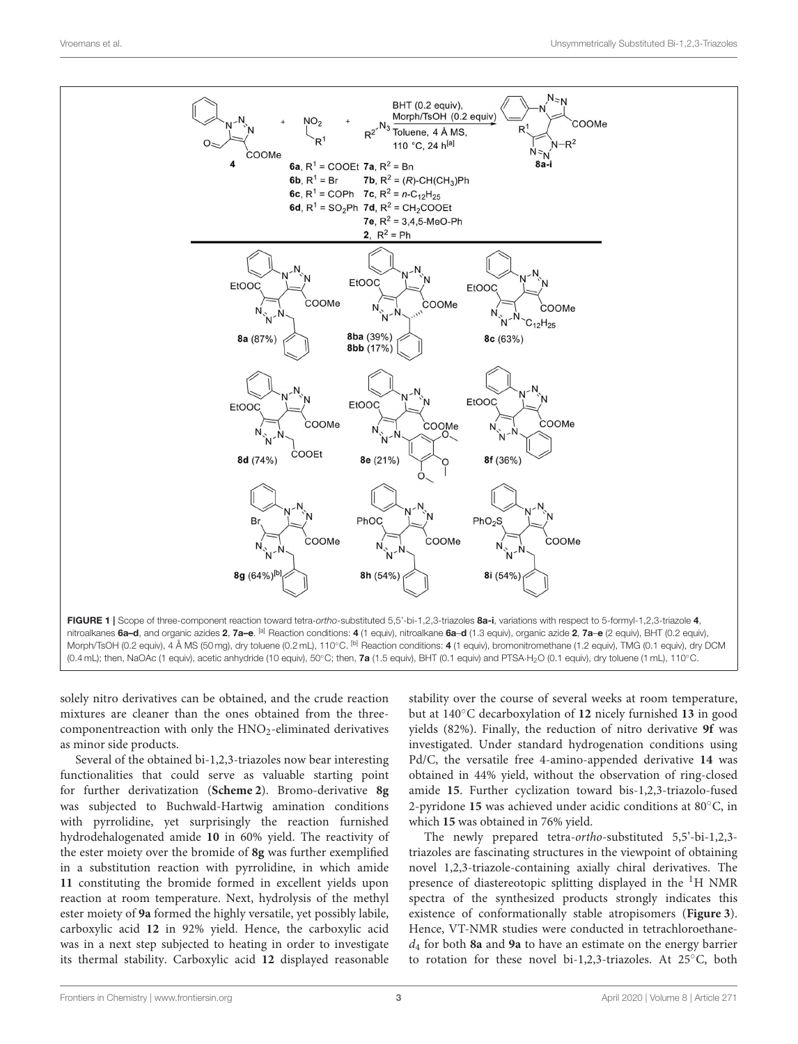FIGURE 1 | Scope of three-component reaction toward tetra-*ortho*-substituted 5,5'-bi-1,2,3-triazoles **8a-i**, variations with respect to 5-formyl-1,2,3-triazole **4**, nitroalkanes **6a–d**, and organic azides **2**, **7a–e**. [a] Reaction conditions: **4** (1 equiv), nitroalkane **6a–d** (1.3 equiv), organic azide **2**, **7a–e** (2 equiv), BHT (0.2 equiv), Morph/TsOH (0.2 equiv), 4 Å MS (50 mg), dry toluene (0.2 mL), 110°C. [b] Reaction conditions: **4** (1 equiv), bromonitromethane (1.2 equiv), TMG (0.1 equiv), dry DCM (0.4 mL); then, NaOAc (1 equiv), acetic anhydride (10 equiv), 50°C; then, **7a** (1.5 equiv), BHT (0.1 equiv) and PTSA·$H_2O$ (0.1 equiv), dry toluene (1 mL), 110°C.

solely nitro derivatives can be obtained, and the crude reaction mixtures are cleaner than the ones obtained from the three-componentreaction with only the $HNO_2$-eliminated derivatives as minor side products.

Several of the obtained bi-1,2,3-triazoles now bear interesting functionalities that could serve as valuable starting point for further derivatization (**Scheme 2**). Bromo-derivative **8g** was subjected to Buchwald-Hartwig amination conditions with pyrrolidine, yet surprisingly the reaction furnished hydrodehalogenated amide **10** in 60% yield. The reactivity of the ester moiety over the bromide of **8g** was further exemplified in a substitution reaction with pyrrolidine, in which amide **11** constituting the bromide formed in excellent yields upon reaction at room temperature. Next, hydrolysis of the methyl ester moiety of **9a** formed the highly versatile, yet possibly labile, carboxylic acid **12** in 92% yield. Hence, the carboxylic acid was in a next step subjected to heating in order to investigate its thermal stability. Carboxylic acid **12** displayed reasonable stability over the course of several weeks at room temperature, but at 140°C decarboxylation of **12** nicely furnished **13** in good yields (82%). Finally, the reduction of nitro derivative **9f** was investigated. Under standard hydrogenation conditions using Pd/C, the versatile free 4-amino-appended derivative **14** was obtained in 44% yield, without the observation of ring-closed amide **15**. Further cyclization toward bis-1,2,3-triazolo-fused 2-pyridone **15** was achieved under acidic conditions at 80°C, in which **15** was obtained in 76% yield.

The newly prepared tetra-*ortho*-substituted 5,5'-bi-1,2,3-triazoles are fascinating structures in the viewpoint of obtaining novel 1,2,3-triazole-containing axially chiral derivatives. The presence of diastereotopic splitting displayed in the $^1H$ NMR spectra of the synthesized products strongly indicates this existence of conformationally stable atropisomers (**Figure 3**). Hence, VT-NMR studies were conducted in tetrachloroethane-$d_4$ for both **8a** and **9a** to have an estimate on the energy barrier to rotation for these novel bi-1,2,3-triazoles. At 25°C, both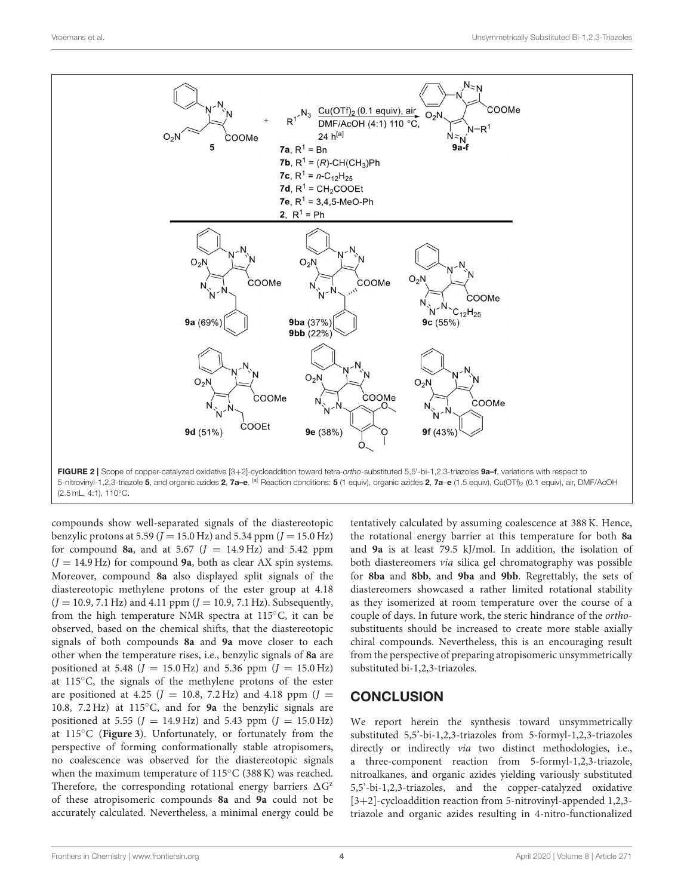FIGURE 2 | Scope of copper-catalyzed oxidative [3+2]-cycloaddition toward tetra-*ortho*-substituted 5,5′-bi-1,2,3-triazoles **9a–f**, variations with respect to 5-nitrovinyl-1,2,3-triazole **5**, and organic azides **2**, **7a–e**. [a] Reaction conditions: **5** (1 equiv), organic azides **2**, **7a–e** (1.5 equiv), Cu(OTf)$_2$ (0.1 equiv), air, DMF/AcOH (2.5 mL, 4:1), 110°C.

compounds show well-separated signals of the diastereotopic benzylic protons at 5.59 ($J = 15.0$ Hz) and 5.34 ppm ($J = 15.0$ Hz) for compound **8a**, and at 5.67 ($J = 14.9$ Hz) and 5.42 ppm ($J = 14.9$ Hz) for compound **9a**, both as clear AX spin systems. Moreover, compound **8a** also displayed split signals of the diastereotopic methylene protons of the ester group at 4.18 ($J = 10.9$, 7.1 Hz) and 4.11 ppm ($J = 10.9$, 7.1 Hz). Subsequently, from the high temperature NMR spectra at 115°C, it can be observed, based on the chemical shifts, that the diastereotopic signals of both compounds **8a** and **9a** move closer to each other when the temperature rises, i.e., benzylic signals of **8a** are positioned at 5.48 ($J = 15.0$ Hz) and 5.36 ppm ($J = 15.0$ Hz) at 115°C, the signals of the methylene protons of the ester are positioned at 4.25 ($J = 10.8$, 7.2 Hz) and 4.18 ppm ($J = 10.8$, 7.2 Hz) at 115°C, and for **9a** the benzylic signals are positioned at 5.55 ($J = 14.9$ Hz) and 5.43 ppm ($J = 15.0$ Hz) at 115°C (**Figure 3**). Unfortunately, or fortunately from the perspective of forming conformationally stable atropisomers, no coalescence was observed for the diastereotopic signals when the maximum temperature of 115°C (388 K) was reached. Therefore, the corresponding rotational energy barriers $\Delta G^{\ddagger}$ of these atropisomeric compounds **8a** and **9a** could not be accurately calculated. Nevertheless, a minimal energy could be tentatively calculated by assuming coalescence at 388 K. Hence, the rotational energy barrier at this temperature for both **8a** and **9a** is at least 79.5 kJ/mol. In addition, the isolation of both diastereomers *via* silica gel chromatography was possible for **8ba** and **8bb**, and **9ba** and **9bb**. Regrettably, the sets of diastereomers showcased a rather limited rotational stability as they isomerized at room temperature over the course of a couple of days. In future work, the steric hindrance of the *ortho*-substituents should be increased to create more stable axially chiral compounds. Nevertheless, this is an encouraging result from the perspective of preparing atropisomeric unsymmetrically substituted bi-1,2,3-triazoles.

## CONCLUSION

We report herein the synthesis toward unsymmetrically substituted 5,5'-bi-1,2,3-triazoles from 5-formyl-1,2,3-triazoles directly or indirectly *via* two distinct methodologies, i.e., a three-component reaction from 5-formyl-1,2,3-triazole, nitroalkanes, and organic azides yielding variously substituted 5,5'-bi-1,2,3-triazoles, and the copper-catalyzed oxidative [3+2]-cycloaddition reaction from 5-nitrovinyl-appended 1,2,3-triazole and organic azides resulting in 4-nitro-functionalized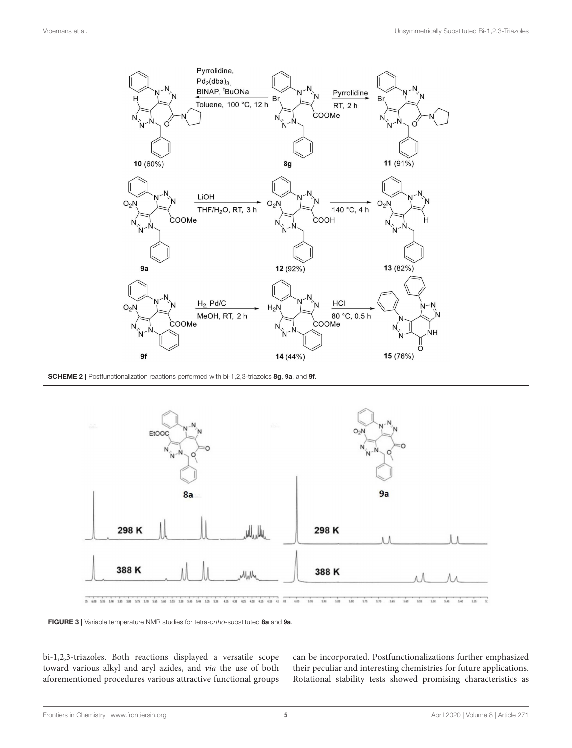**SCHEME 2 |** Postfunctionalization reactions performed with bi-1,2,3-triazoles **8g**, **9a**, and **9f**.

**FIGURE 3 |** Variable temperature NMR studies for tetra-*ortho*-substituted **8a** and **9a**.

bi-1,2,3-triazoles. Both reactions displayed a versatile scope toward various alkyl and aryl azides, and *via* the use of both aforementioned procedures various attractive functional groups can be incorporated. Postfunctionalizations further emphasized their peculiar and interesting chemistries for future applications. Rotational stability tests showed promising characteristics as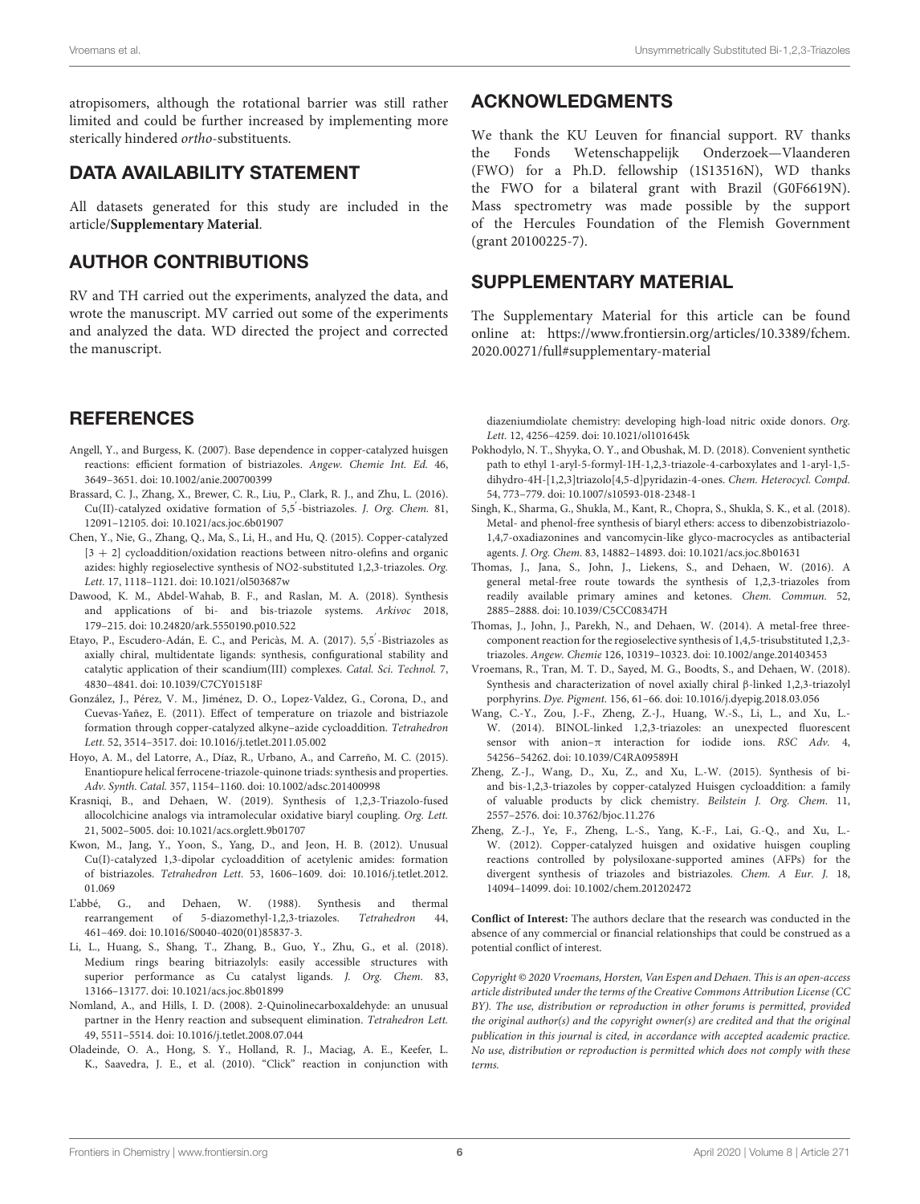atropisomers, although the rotational barrier was still rather limited and could be further increased by implementing more sterically hindered *ortho*-substituents.

## DATA AVAILABILITY STATEMENT

All datasets generated for this study are included in the article/**Supplementary Material**.

## AUTHOR CONTRIBUTIONS

RV and TH carried out the experiments, analyzed the data, and wrote the manuscript. MV carried out some of the experiments and analyzed the data. WD directed the project and corrected the manuscript.

## ACKNOWLEDGMENTS

We thank the KU Leuven for financial support. RV thanks the Fonds Wetenschappelijk Onderzoek—Vlaanderen (FWO) for a Ph.D. fellowship (1S13516N), WD thanks the FWO for a bilateral grant with Brazil (G0F6619N). Mass spectrometry was made possible by the support of the Hercules Foundation of the Flemish Government (grant 20100225-7).

## SUPPLEMENTARY MATERIAL

The Supplementary Material for this article can be found online at: https://www.frontiersin.org/articles/10.3389/fchem.2020.00271/full#supplementary-material

## REFERENCES

Angell, Y., and Burgess, K. (2007). Base dependence in copper-catalyzed huisgen reactions: efficient formation of bistriazoles. *Angew. Chemie Int. Ed.* 46, 3649–3651. doi: 10.1002/anie.200700399

Brassard, C. J., Zhang, X., Brewer, C. R., Liu, P., Clark, R. J., and Zhu, L. (2016). Cu(II)-catalyzed oxidative formation of 5,5′-bistriazoles. *J. Org. Chem.* 81, 12091–12105. doi: 10.1021/acs.joc.6b01907

Chen, Y., Nie, G., Zhang, Q., Ma, S., Li, H., and Hu, Q. (2015). Copper-catalyzed [3 + 2] cycloaddition/oxidation reactions between nitro-olefins and organic azides: highly regioselective synthesis of NO2-substituted 1,2,3-triazoles. *Org. Lett.* 17, 1118–1121. doi: 10.1021/ol503687w

Dawood, K. M., Abdel-Wahab, B. F., and Raslan, M. A. (2018). Synthesis and applications of bi- and bis-triazole systems. *Arkivoc* 2018, 179–215. doi: 10.24820/ark.5550190.p010.522

Etayo, P., Escudero-Adán, E. C., and Pericàs, M. A. (2017). 5,5′-Bistriazoles as axially chiral, multidentate ligands: synthesis, configurational stability and catalytic application of their scandium(III) complexes. *Catal. Sci. Technol.* 7, 4830–4841. doi: 10.1039/C7CY01518F

González, J., Pérez, V. M., Jiménez, D. O., Lopez-Valdez, G., Corona, D., and Cuevas-Yañez, E. (2011). Effect of temperature on triazole and bistriazole formation through copper-catalyzed alkyne–azide cycloaddition. *Tetrahedron Lett.* 52, 3514–3517. doi: 10.1016/j.tetlet.2011.05.002

Hoyo, A. M., del Latorre, A., Díaz, R., Urbano, A., and Carreño, M. C. (2015). Enantiopure helical ferrocene-triazole-quinone triads: synthesis and properties. *Adv. Synth. Catal.* 357, 1154–1160. doi: 10.1002/adsc.201400998

Krasniqi, B., and Dehaen, W. (2019). Synthesis of 1,2,3-Triazolo-fused allocolchicine analogs via intramolecular oxidative biaryl coupling. *Org. Lett.* 21, 5002–5005. doi: 10.1021/acs.orglett.9b01707

Kwon, M., Jang, Y., Yoon, S., Yang, D., and Jeon, H. B. (2012). Unusual Cu(I)-catalyzed 1,3-dipolar cycloaddition of acetylenic amides: formation of bistriazoles. *Tetrahedron Lett.* 53, 1606–1609. doi: 10.1016/j.tetlet.2012.01.069

L'abbé, G., and Dehaen, W. (1988). Synthesis and thermal rearrangement of 5-diazomethyl-1,2,3-triazoles. *Tetrahedron* 44, 461–469. doi: 10.1016/S0040-4020(01)85837-3.

Li, L., Huang, S., Shang, T., Zhang, B., Guo, Y., Zhu, G., et al. (2018). Medium rings bearing bitriazolyls: easily accessible structures with superior performance as Cu catalyst ligands. *J. Org. Chem.* 83, 13166–13177. doi: 10.1021/acs.joc.8b01899

Nomland, A., and Hills, I. D. (2008). 2-Quinolinecarboxaldehyde: an unusual partner in the Henry reaction and subsequent elimination. *Tetrahedron Lett.* 49, 5511–5514. doi: 10.1016/j.tetlet.2008.07.044

Oladeinde, O. A., Hong, S. Y., Holland, R. J., Maciag, A. E., Keefer, L. K., Saavedra, J. E., et al. (2010). "Click" reaction in conjunction with diazeniumdiolate chemistry: developing high-load nitric oxide donors. *Org. Lett.* 12, 4256–4259. doi: 10.1021/ol101645k

Pokhodylo, N. T., Shyyka, O. Y., and Obushak, M. D. (2018). Convenient synthetic path to ethyl 1-aryl-5-formyl-1H-1,2,3-triazole-4-carboxylates and 1-aryl-1,5-dihydro-4H-[1,2,3]triazolo[4,5-d]pyridazin-4-ones. *Chem. Heterocycl. Compd.* 54, 773–779. doi: 10.1007/s10593-018-2348-1

Singh, K., Sharma, G., Shukla, M., Kant, R., Chopra, S., Shukla, S. K., et al. (2018). Metal- and phenol-free synthesis of biaryl ethers: access to dibenzobistriazolo-1,4,7-oxadiazonines and vancomycin-like glyco-macrocycles as antibacterial agents. *J. Org. Chem.* 83, 14882–14893. doi: 10.1021/acs.joc.8b01631

Thomas, J., Jana, S., John, J., Liekens, S., and Dehaen, W. (2016). A general metal-free route towards the synthesis of 1,2,3-triazoles from readily available primary amines and ketones. *Chem. Commun.* 52, 2885–2888. doi: 10.1039/C5CC08347H

Thomas, J., John, J., Parekh, N., and Dehaen, W. (2014). A metal-free three-component reaction for the regioselective synthesis of 1,4,5-trisubstituted 1,2,3-triazoles. *Angew. Chemie* 126, 10319–10323. doi: 10.1002/ange.201403453

Vroemans, R., Tran, M. T. D., Sayed, M. G., Boodts, S., and Dehaen, W. (2018). Synthesis and characterization of novel axially chiral β-linked 1,2,3-triazolyl porphyrins. *Dye. Pigment.* 156, 61–66. doi: 10.1016/j.dyepig.2018.03.056

Wang, C.-Y., Zou, J.-F., Zheng, Z.-J., Huang, W.-S., Li, L., and Xu, L.-W. (2014). BINOL-linked 1,2,3-triazoles: an unexpected fluorescent sensor with anion–π interaction for iodide ions. *RSC Adv.* 4, 54256–54262. doi: 10.1039/C4RA09589H

Zheng, Z.-J., Wang, D., Xu, Z., and Xu, L.-W. (2015). Synthesis of bi- and bis-1,2,3-triazoles by copper-catalyzed Huisgen cycloaddition: a family of valuable products by click chemistry. *Beilstein J. Org. Chem.* 11, 2557–2576. doi: 10.3762/bjoc.11.276

Zheng, Z.-J., Ye, F., Zheng, L.-S., Yang, K.-F., Lai, G.-Q., and Xu, L.-W. (2012). Copper-catalyzed huisgen and oxidative huisgen coupling reactions controlled by polysiloxane-supported amines (AFPs) for the divergent synthesis of triazoles and bistriazoles. *Chem. A Eur. J.* 18, 14094–14099. doi: 10.1002/chem.201202472

**Conflict of Interest:** The authors declare that the research was conducted in the absence of any commercial or financial relationships that could be construed as a potential conflict of interest.

*Copyright © 2020 Vroemans, Horsten, Van Espen and Dehaen. This is an open-access article distributed under the terms of the Creative Commons Attribution License (CC BY). The use, distribution or reproduction in other forums is permitted, provided the original author(s) and the copyright owner(s) are credited and that the original publication in this journal is cited, in accordance with accepted academic practice. No use, distribution or reproduction is permitted which does not comply with these terms.*